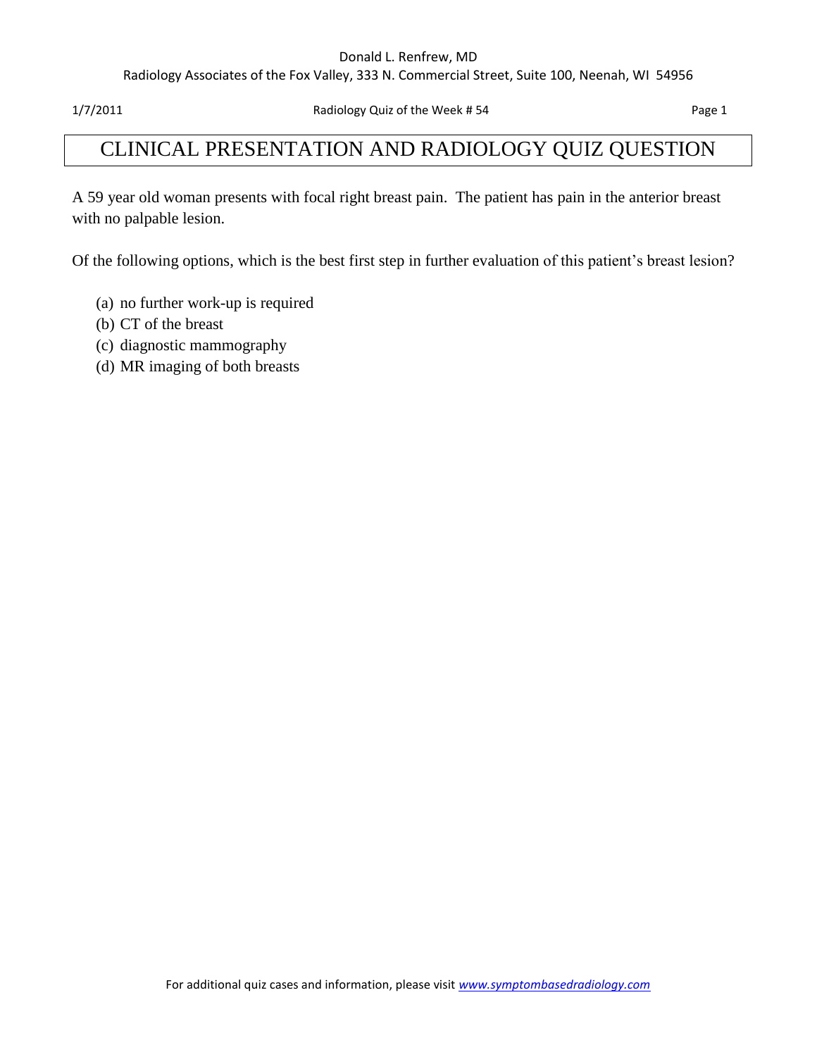# CLINICAL PRESENTATION AND RADIOLOGY QUIZ QUESTION

A 59 year old woman presents with focal right breast pain. The patient has pain in the anterior breast with no palpable lesion.

Of the following options, which is the best first step in further evaluation of this patient's breast lesion?

(a) no further work-up is required
(b) CT of the breast
(c) diagnostic mammography
(d) MR imaging of both breasts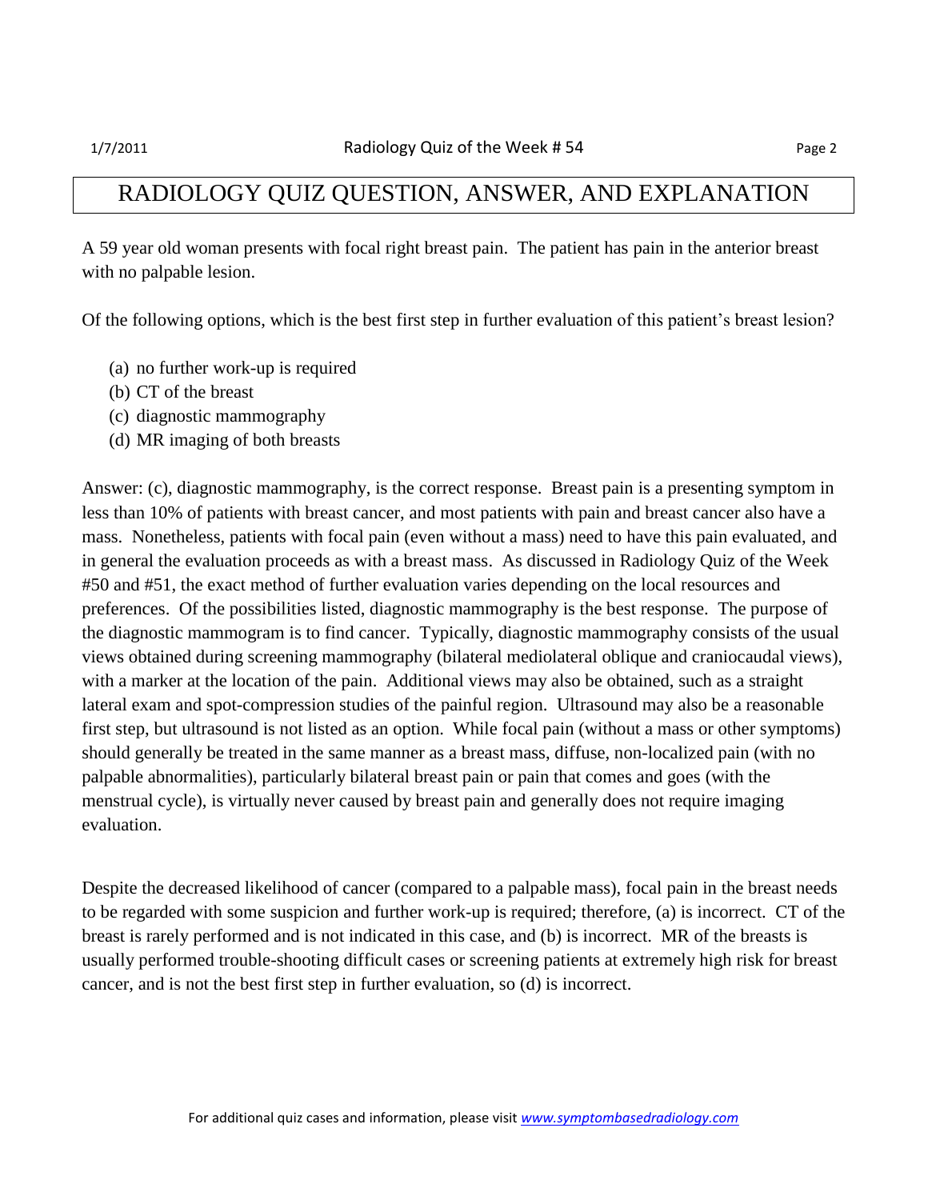# RADIOLOGY QUIZ QUESTION, ANSWER, AND EXPLANATION

A 59 year old woman presents with focal right breast pain. The patient has pain in the anterior breast with no palpable lesion.

Of the following options, which is the best first step in further evaluation of this patient's breast lesion?

(a) no further work-up is required
(b) CT of the breast
(c) diagnostic mammography
(d) MR imaging of both breasts

Answer: (c), diagnostic mammography, is the correct response. Breast pain is a presenting symptom in less than 10% of patients with breast cancer, and most patients with pain and breast cancer also have a mass. Nonetheless, patients with focal pain (even without a mass) need to have this pain evaluated, and in general the evaluation proceeds as with a breast mass. As discussed in Radiology Quiz of the Week #50 and #51, the exact method of further evaluation varies depending on the local resources and preferences. Of the possibilities listed, diagnostic mammography is the best response. The purpose of the diagnostic mammogram is to find cancer. Typically, diagnostic mammography consists of the usual views obtained during screening mammography (bilateral mediolateral oblique and craniocaudal views), with a marker at the location of the pain. Additional views may also be obtained, such as a straight lateral exam and spot-compression studies of the painful region. Ultrasound may also be a reasonable first step, but ultrasound is not listed as an option. While focal pain (without a mass or other symptoms) should generally be treated in the same manner as a breast mass, diffuse, non-localized pain (with no palpable abnormalities), particularly bilateral breast pain or pain that comes and goes (with the menstrual cycle), is virtually never caused by breast pain and generally does not require imaging evaluation.

Despite the decreased likelihood of cancer (compared to a palpable mass), focal pain in the breast needs to be regarded with some suspicion and further work-up is required; therefore, (a) is incorrect. CT of the breast is rarely performed and is not indicated in this case, and (b) is incorrect. MR of the breasts is usually performed trouble-shooting difficult cases or screening patients at extremely high risk for breast cancer, and is not the best first step in further evaluation, so (d) is incorrect.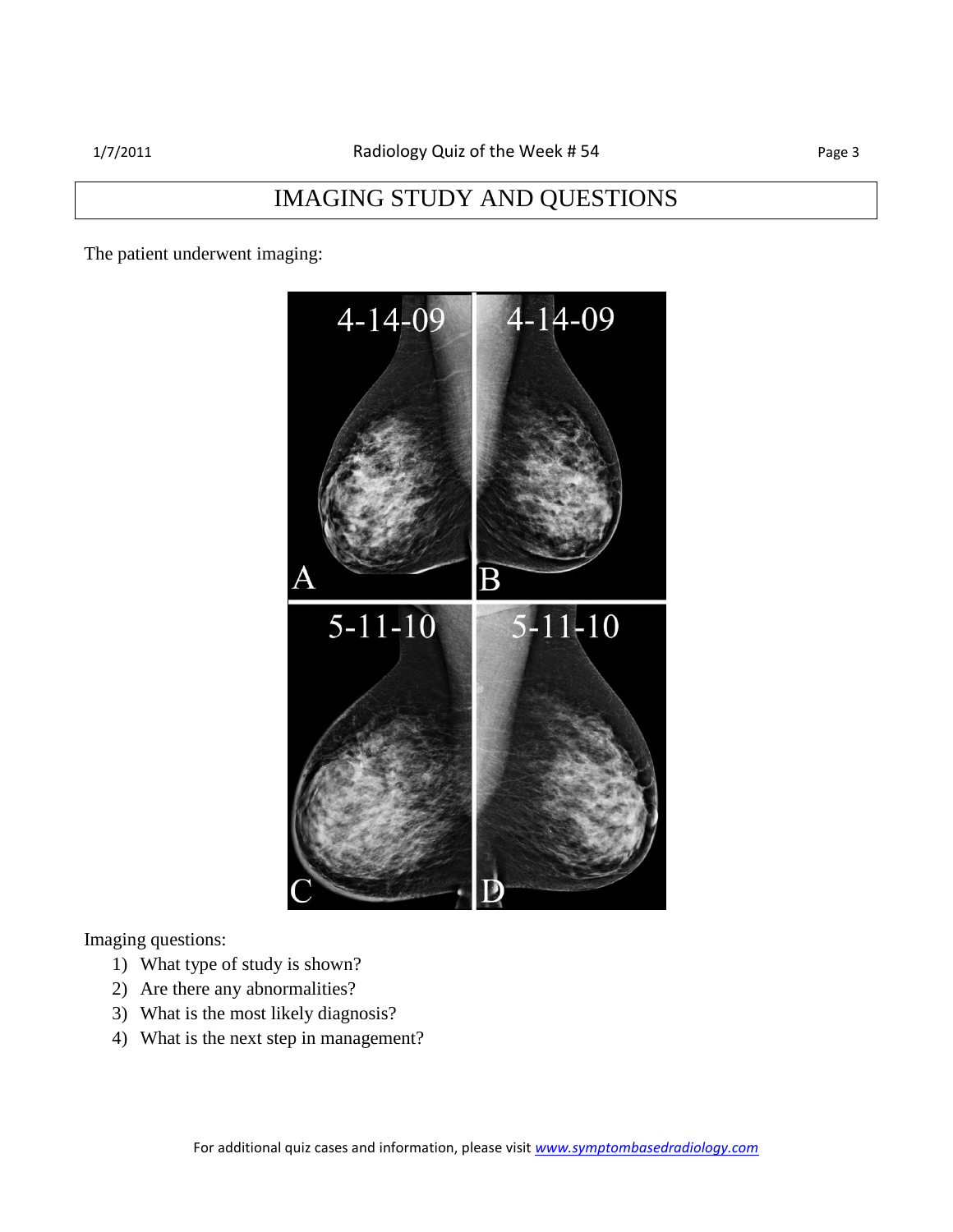# IMAGING STUDY AND QUESTIONS

The patient underwent imaging:

Imaging questions:

1) What type of study is shown?
2) Are there any abnormalities?
3) What is the most likely diagnosis?
4) What is the next step in management?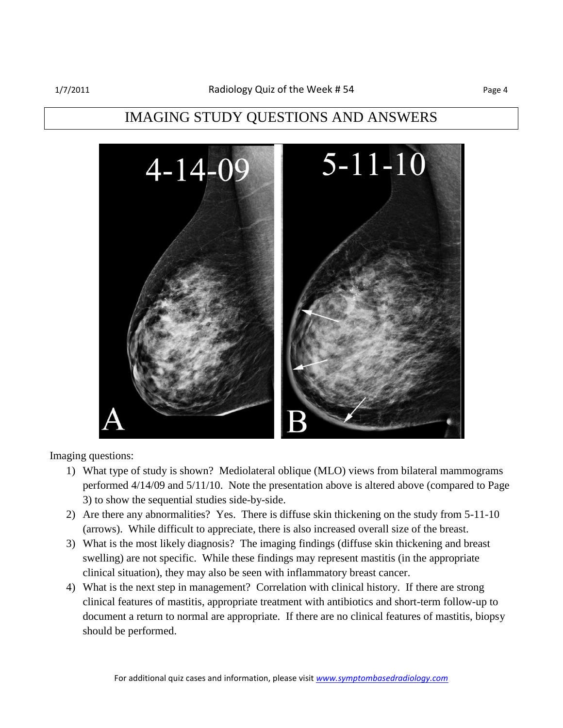# IMAGING STUDY QUESTIONS AND ANSWERS

Imaging questions:

1) What type of study is shown? Mediolateral oblique (MLO) views from bilateral mammograms performed 4/14/09 and 5/11/10. Note the presentation above is altered above (compared to Page 3) to show the sequential studies side-by-side.
2) Are there any abnormalities? Yes. There is diffuse skin thickening on the study from 5-11-10 (arrows). While difficult to appreciate, there is also increased overall size of the breast.
3) What is the most likely diagnosis? The imaging findings (diffuse skin thickening and breast swelling) are not specific. While these findings may represent mastitis (in the appropriate clinical situation), they may also be seen with inflammatory breast cancer.
4) What is the next step in management? Correlation with clinical history. If there are strong clinical features of mastitis, appropriate treatment with antibiotics and short-term follow-up to document a return to normal are appropriate. If there are no clinical features of mastitis, biopsy should be performed.

For additional quiz cases and information, please visit *www.symptombasedradiology.com*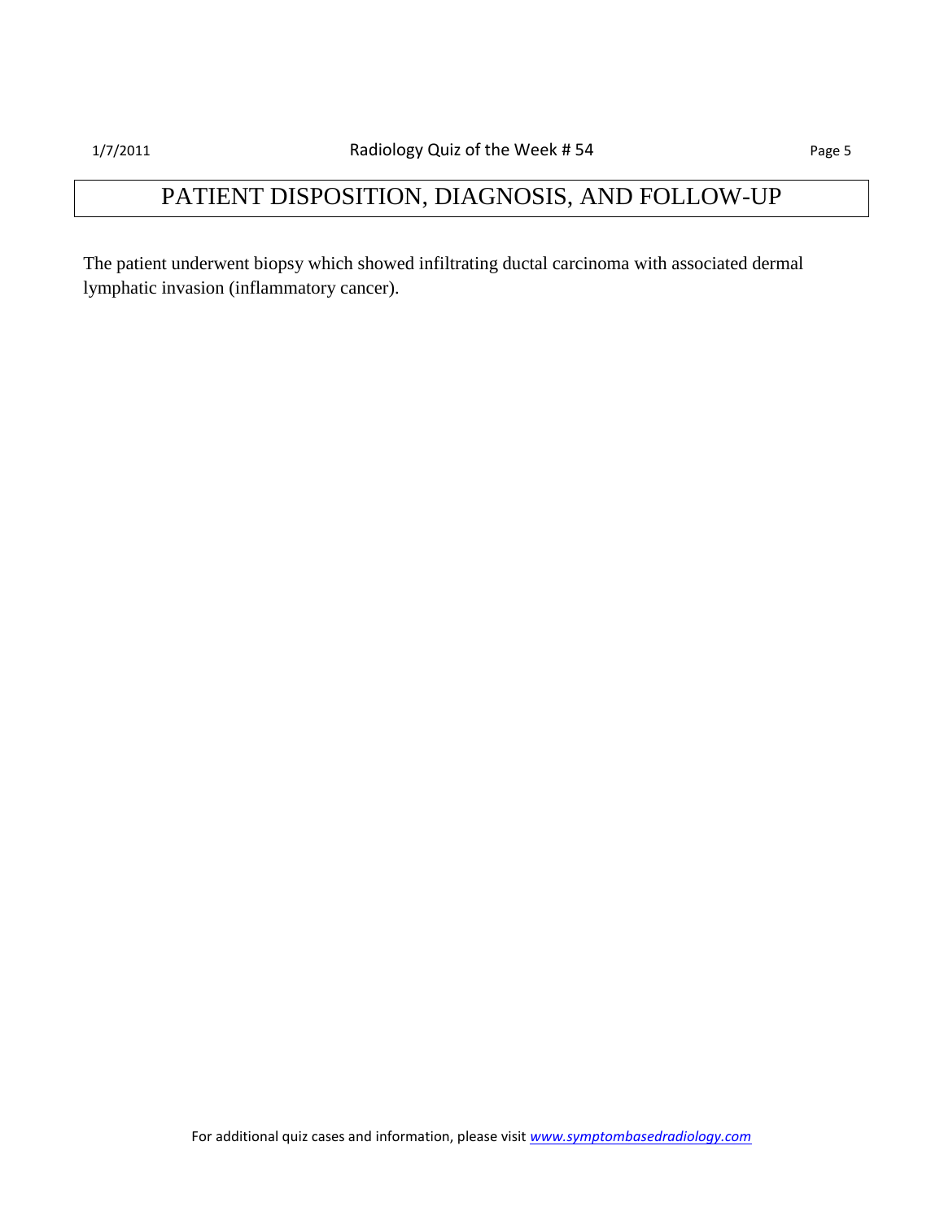# PATIENT DISPOSITION, DIAGNOSIS, AND FOLLOW-UP

The patient underwent biopsy which showed infiltrating ductal carcinoma with associated dermal lymphatic invasion (inflammatory cancer).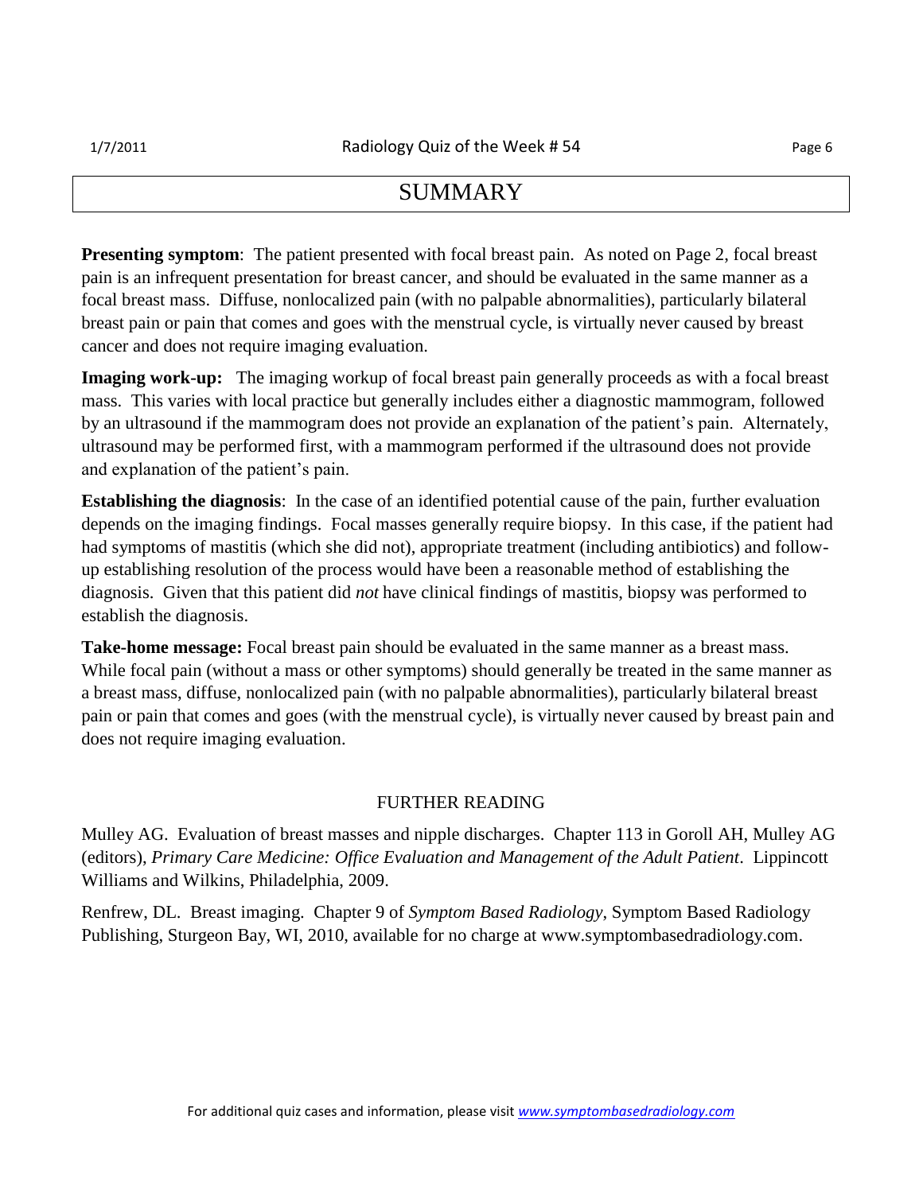# SUMMARY

**Presenting symptom**: The patient presented with focal breast pain. As noted on Page 2, focal breast pain is an infrequent presentation for breast cancer, and should be evaluated in the same manner as a focal breast mass. Diffuse, nonlocalized pain (with no palpable abnormalities), particularly bilateral breast pain or pain that comes and goes with the menstrual cycle, is virtually never caused by breast cancer and does not require imaging evaluation.

**Imaging work-up:** The imaging workup of focal breast pain generally proceeds as with a focal breast mass. This varies with local practice but generally includes either a diagnostic mammogram, followed by an ultrasound if the mammogram does not provide an explanation of the patient's pain. Alternately, ultrasound may be performed first, with a mammogram performed if the ultrasound does not provide and explanation of the patient's pain.

**Establishing the diagnosis**: In the case of an identified potential cause of the pain, further evaluation depends on the imaging findings. Focal masses generally require biopsy. In this case, if the patient had had symptoms of mastitis (which she did not), appropriate treatment (including antibiotics) and follow-up establishing resolution of the process would have been a reasonable method of establishing the diagnosis. Given that this patient did *not* have clinical findings of mastitis, biopsy was performed to establish the diagnosis.

**Take-home message:** Focal breast pain should be evaluated in the same manner as a breast mass. While focal pain (without a mass or other symptoms) should generally be treated in the same manner as a breast mass, diffuse, nonlocalized pain (with no palpable abnormalities), particularly bilateral breast pain or pain that comes and goes (with the menstrual cycle), is virtually never caused by breast pain and does not require imaging evaluation.

## FURTHER READING

Mulley AG. Evaluation of breast masses and nipple discharges. Chapter 113 in Goroll AH, Mulley AG (editors), *Primary Care Medicine: Office Evaluation and Management of the Adult Patient*. Lippincott Williams and Wilkins, Philadelphia, 2009.

Renfrew, DL. Breast imaging. Chapter 9 of *Symptom Based Radiology*, Symptom Based Radiology Publishing, Sturgeon Bay, WI, 2010, available for no charge at www.symptombasedradiology.com.